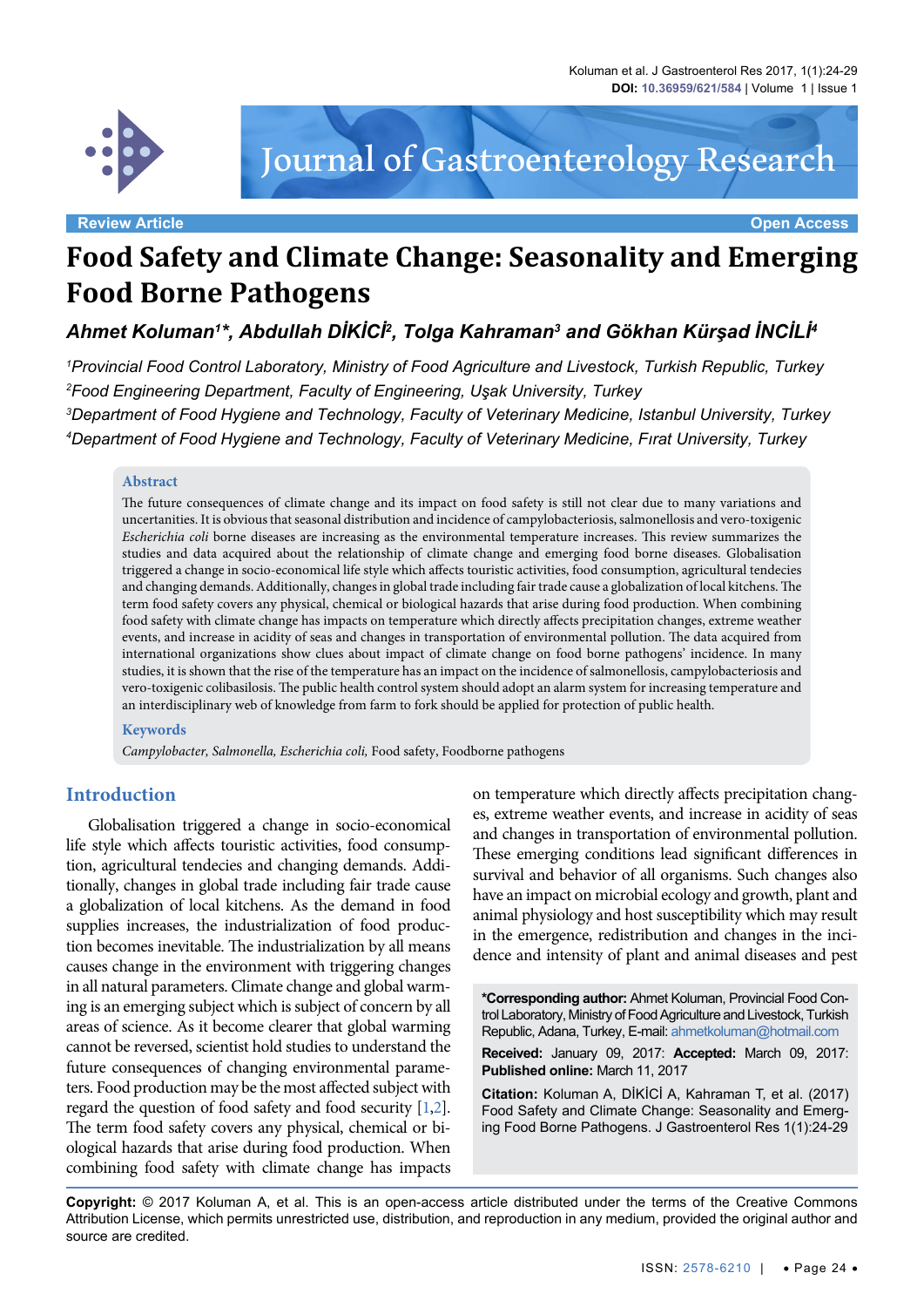Review Article

Open Access

# Food Safety and Climate Change: Seasonality and Emerging Food Borne Pathogens

***Ahmet Koluman[1]\*, Abdullah DİKİCİ[2], Tolga Kahraman[3] and Gökhan Kürşad İNCİLİ[4]***

*[1]Provincial Food Control Laboratory, Ministry of Food Agriculture and Livestock, Turkish Republic, Turkey*
*[2]Food Engineering Department, Faculty of Engineering, Uşak University, Turkey*
*[3]Department of Food Hygiene and Technology, Faculty of Veterinary Medicine, Istanbul University, Turkey*
*[4]Department of Food Hygiene and Technology, Faculty of Veterinary Medicine, Fırat University, Turkey*

## Abstract

The future consequences of climate change and its impact on food safety is still not clear due to many variations and uncertainities. It is obvious that seasonal distribution and incidence of campylobacteriosis, salmonellosis and vero-toxigenic *Escherichia coli* borne diseases are increasing as the environmental temperature increases. This review summarizes the studies and data acquired about the relationship of climate change and emerging food borne diseases. Globalisation triggered a change in socio-economical life style which affects touristic activities, food consumption, agricultural tendecies and changing demands. Additionally, changes in global trade including fair trade cause a globalization of local kitchens. The term food safety covers any physical, chemical or biological hazards that arise during food production. When combining food safety with climate change has impacts on temperature which directly affects precipitation changes, extreme weather events, and increase in acidity of seas and changes in transportation of environmental pollution. The data acquired from international organizations show clues about impact of climate change on food borne pathogens' incidence. In many studies, it is shown that the rise of the temperature has an impact on the incidence of salmonellosis, campylobacteriosis and vero-toxigenic colibasilosis. The public health control system should adopt an alarm system for increasing temperature and an interdisciplinary web of knowledge from farm to fork should be applied for protection of public health.

## Keywords

*Campylobacter, Salmonella, Escherichia coli,* Food safety, Foodborne pathogens

## Introduction

Globalisation triggered a change in socio-economical life style which affects touristic activities, food consumption, agricultural tendecies and changing demands. Additionally, changes in global trade including fair trade cause a globalization of local kitchens. As the demand in food supplies increases, the industrialization of food production becomes inevitable. The industrialization by all means causes change in the environment with triggering changes in all natural parameters. Climate change and global warming is an emerging subject which is subject of concern by all areas of science. As it become clearer that global warming cannot be reversed, scientist hold studies to understand the future consequences of changing environmental parameters. Food production may be the most affected subject with regard the question of food safety and food security [1,2]. The term food safety covers any physical, chemical or biological hazards that arise during food production. When combining food safety with climate change has impacts on temperature which directly affects precipitation changes, extreme weather events, and increase in acidity of seas and changes in transportation of environmental pollution. These emerging conditions lead significant differences in survival and behavior of all organisms. Such changes also have an impact on microbial ecology and growth, plant and animal physiology and host susceptibility which may result in the emergence, redistribution and changes in the incidence and intensity of plant and animal diseases and pest

**\*Corresponding author:** Ahmet Koluman, Provincial Food Control Laboratory, Ministry of Food Agriculture and Livestock, Turkish Republic, Adana, Turkey, E-mail: ahmetkoluman@hotmail.com

**Received:** January 09, 2017: **Accepted:** March 09, 2017: **Published online:** March 11, 2017

**Citation:** Koluman A, DİKİCİ A, Kahraman T, et al. (2017) Food Safety and Climate Change: Seasonality and Emerging Food Borne Pathogens. J Gastroenterol Res 1(1):24-29

**Copyright:** © 2017 Koluman A, et al. This is an open-access article distributed under the terms of the Creative Commons Attribution License, which permits unrestricted use, distribution, and reproduction in any medium, provided the original author and source are credited.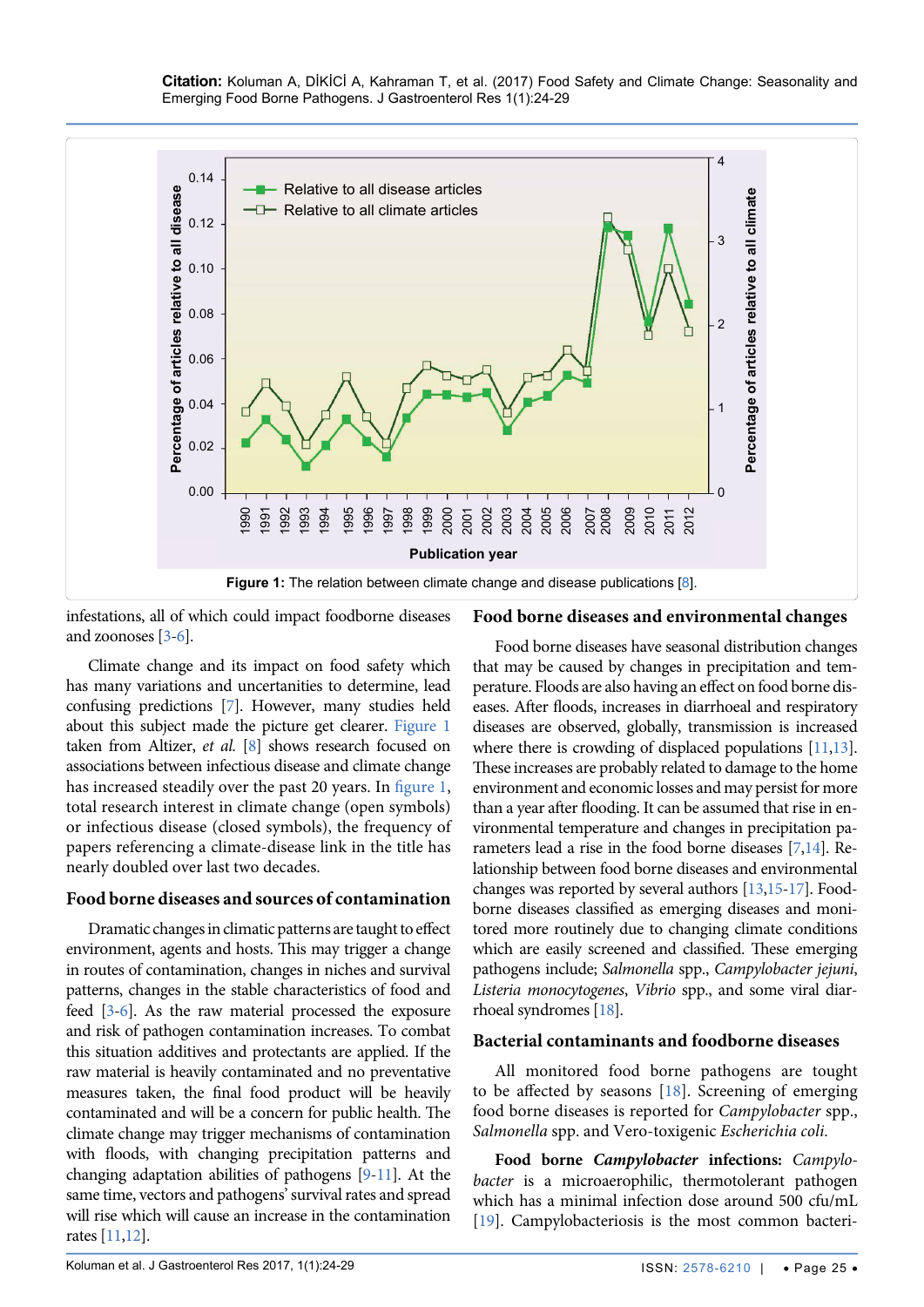**Figure 1:** The relation between climate change and disease publications [8].

infestations, all of which could impact foodborne diseases and zoonoses [3-6].

Climate change and its impact on food safety which has many variations and uncertainties to determine, lead confusing predictions [7]. However, many studies held about this subject made the picture get clearer. Figure 1 taken from Altizer, *et al.* [8] shows research focused on associations between infectious disease and climate change has increased steadily over the past 20 years. In figure 1, total research interest in climate change (open symbols) or infectious disease (closed symbols), the frequency of papers referencing a climate-disease link in the title has nearly doubled over last two decades.

## Food borne diseases and sources of contamination

Dramatic changes in climatic patterns are taught to effect environment, agents and hosts. This may trigger a change in routes of contamination, changes in niches and survival patterns, changes in the stable characteristics of food and feed [3-6]. As the raw material processed the exposure and risk of pathogen contamination increases. To combat this situation additives and protectants are applied. If the raw material is heavily contaminated and no preventative measures taken, the final food product will be heavily contaminated and will be a concern for public health. The climate change may trigger mechanisms of contamination with floods, with changing precipitation patterns and changing adaptation abilities of pathogens [9-11]. At the same time, vectors and pathogens' survival rates and spread will rise which will cause an increase in the contamination rates [11,12].

## Food borne diseases and environmental changes

Food borne diseases have seasonal distribution changes that may be caused by changes in precipitation and temperature. Floods are also having an effect on food borne diseases. After floods, increases in diarrhoeal and respiratory diseases are observed, globally, transmission is increased where there is crowding of displaced populations [11,13]. These increases are probably related to damage to the home environment and economic losses and may persist for more than a year after flooding. It can be assumed that rise in environmental temperature and changes in precipitation parameters lead a rise in the food borne diseases [7,14]. Relationship between food borne diseases and environmental changes was reported by several authors [13,15-17]. Foodborne diseases classified as emerging diseases and monitored more routinely due to changing climate conditions which are easily screened and classified. These emerging pathogens include; *Salmonella* spp., *Campylobacter jejuni*, *Listeria monocytogenes*, *Vibrio* spp., and some viral diarrhoeal syndromes [18].

## Bacterial contaminants and foodborne diseases

All monitored food borne pathogens are tought to be affected by seasons [18]. Screening of emerging food borne diseases is reported for *Campylobacter* spp., *Salmonella* spp. and Vero-toxigenic *Escherichia coli*.

**Food borne *Campylobacter* infections:** *Campylobacter* is a microaerophilic, thermotolerant pathogen which has a minimal infection dose around 500 cfu/mL [19]. Campylobacteriosis is the most common bacteri-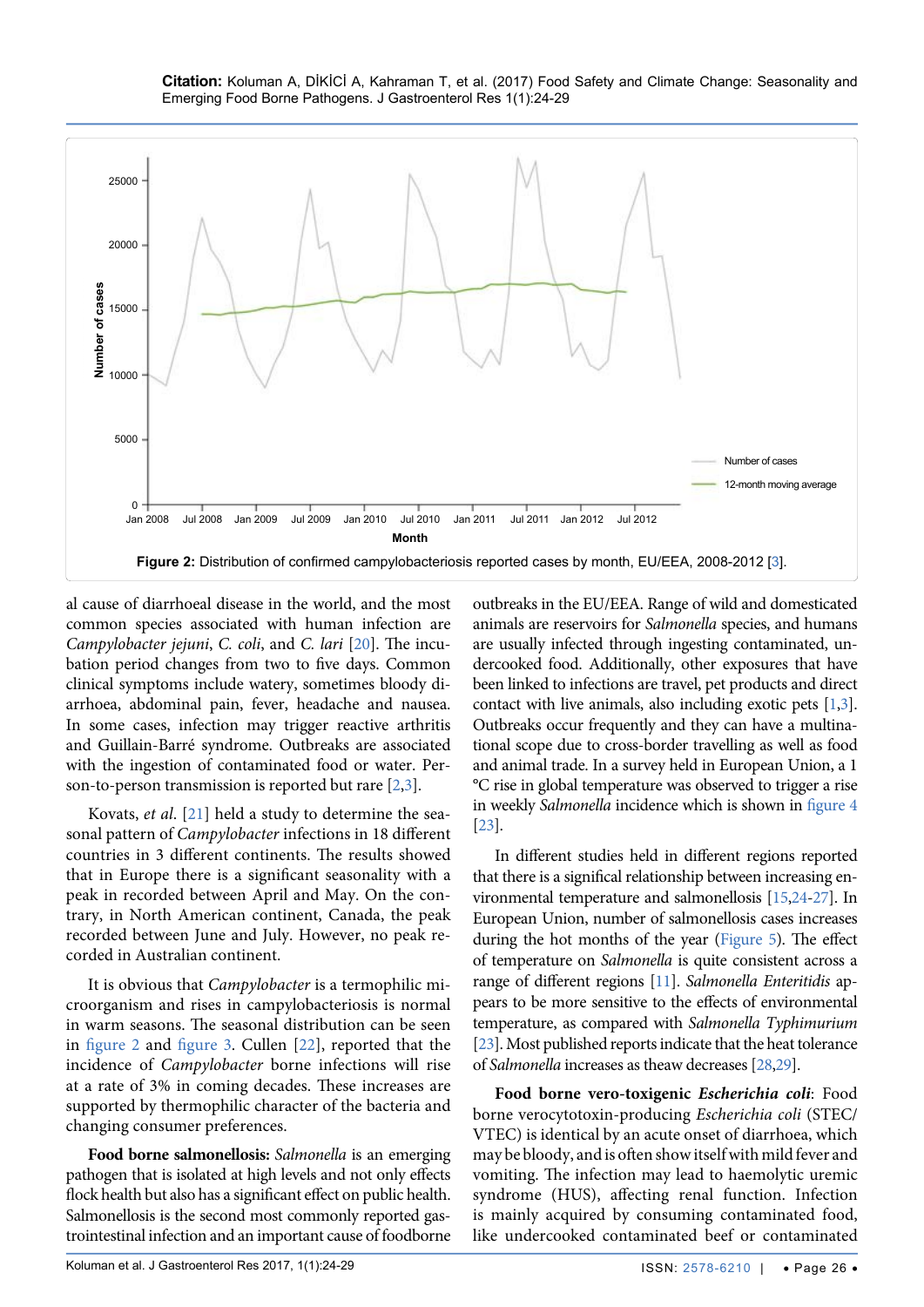**Figure 2:** Distribution of confirmed campylobacteriosis reported cases by month, EU/EEA, 2008-2012 [3].

al cause of diarrhoeal disease in the world, and the most common species associated with human infection are *Campylobacter jejuni*, *C. coli*, and *C. lari* [20]. The incubation period changes from two to five days. Common clinical symptoms include watery, sometimes bloody diarrhoea, abdominal pain, fever, headache and nausea. In some cases, infection may trigger reactive arthritis and Guillain-Barré syndrome. Outbreaks are associated with the ingestion of contaminated food or water. Person-to-person transmission is reported but rare [2,3].

Kovats, *et al*. [21] held a study to determine the seasonal pattern of *Campylobacter* infections in 18 different countries in 3 different continents. The results showed that in Europe there is a significant seasonality with a peak in recorded between April and May. On the contrary, in North American continent, Canada, the peak recorded between June and July. However, no peak recorded in Australian continent.

It is obvious that *Campylobacter* is a termophilic microorganism and rises in campylobacteriosis is normal in warm seasons. The seasonal distribution can be seen in figure 2 and figure 3. Cullen [22], reported that the incidence of *Campylobacter* borne infections will rise at a rate of 3% in coming decades. These increases are supported by thermophilic character of the bacteria and changing consumer preferences.

**Food borne salmonellosis:** *Salmonella* is an emerging pathogen that is isolated at high levels and not only effects flock health but also has a significant effect on public health. Salmonellosis is the second most commonly reported gastrointestinal infection and an important cause of foodborne outbreaks in the EU/EEA. Range of wild and domesticated animals are reservoirs for *Salmonella* species, and humans are usually infected through ingesting contaminated, undercooked food. Additionally, other exposures that have been linked to infections are travel, pet products and direct contact with live animals, also including exotic pets [1,3]. Outbreaks occur frequently and they can have a multinational scope due to cross-border travelling as well as food and animal trade. In a survey held in European Union, a 1 °C rise in global temperature was observed to trigger a rise in weekly *Salmonella* incidence which is shown in figure 4 [23].

In different studies held in different regions reported that there is a significal relationship between increasing environmental temperature and salmonellosis [15,24-27]. In European Union, number of salmonellosis cases increases during the hot months of the year (Figure 5). The effect of temperature on *Salmonella* is quite consistent across a range of different regions [11]. *Salmonella Enteritidis* appears to be more sensitive to the effects of environmental temperature, as compared with *Salmonella Typhimurium* [23]. Most published reports indicate that the heat tolerance of *Salmonella* increases as theaw decreases [28,29].

**Food borne vero-toxigenic *Escherichia coli***: Food borne verocytotoxin-producing *Escherichia coli* (STEC/VTEC) is identical by an acute onset of diarrhoea, which may be bloody, and is often show itself with mild fever and vomiting. The infection may lead to haemolytic uremic syndrome (HUS), affecting renal function. Infection is mainly acquired by consuming contaminated food, like undercooked contaminated beef or contaminated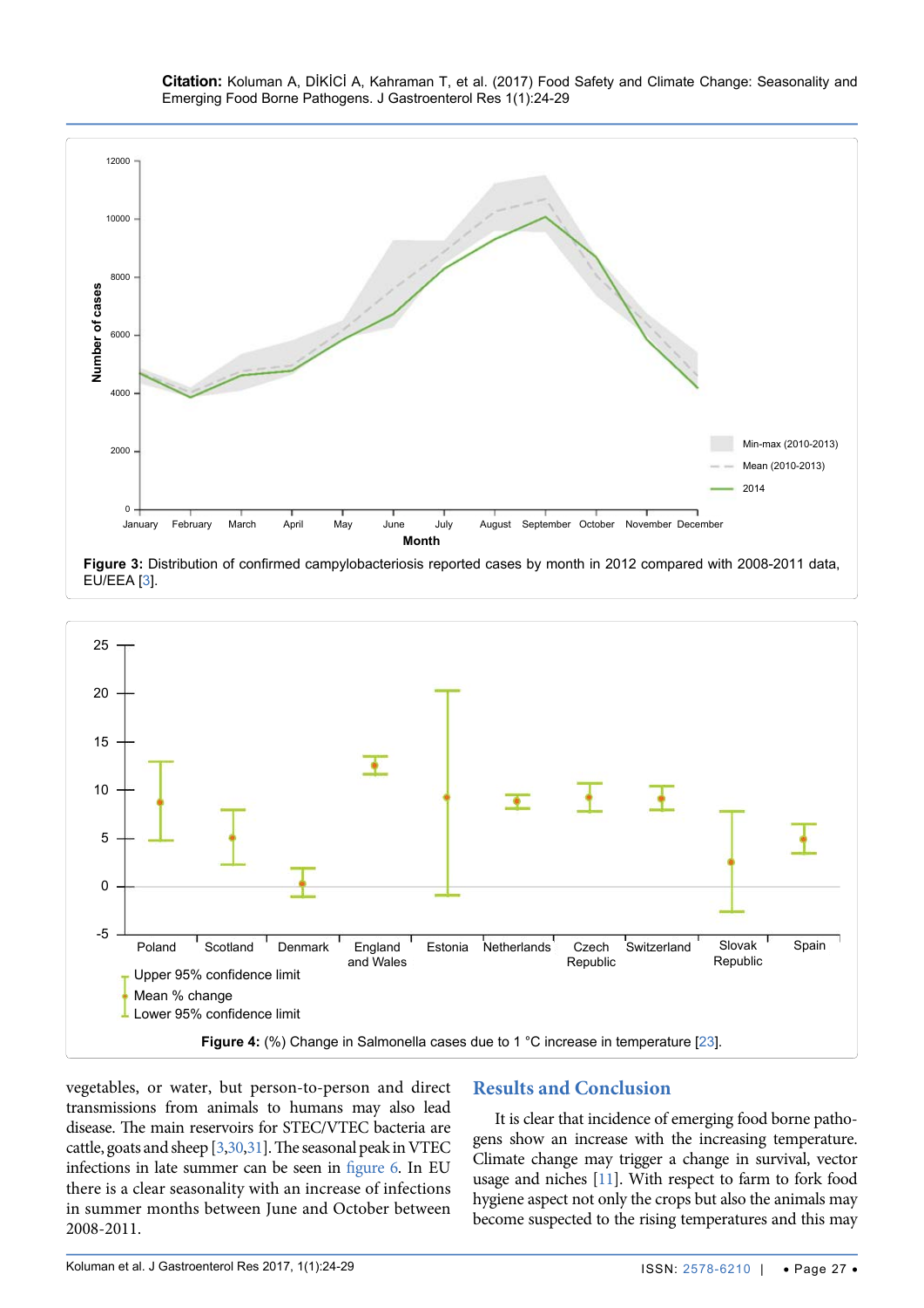Figure 3: Distribution of confirmed campylobacteriosis reported cases by month in 2012 compared with 2008-2011 data, EU/EEA [3].

Figure 4: (%) Change in Salmonella cases due to 1 °C increase in temperature [23].

vegetables, or water, but person-to-person and direct transmissions from animals to humans may also lead disease. The main reservoirs for STEC/VTEC bacteria are cattle, goats and sheep [3,30,31]. The seasonal peak in VTEC infections in late summer can be seen in figure 6. In EU there is a clear seasonality with an increase of infections in summer months between June and October between 2008-2011.

## Results and Conclusion

It is clear that incidence of emerging food borne pathogens show an increase with the increasing temperature. Climate change may trigger a change in survival, vector usage and niches [11]. With respect to farm to fork food hygiene aspect not only the crops but also the animals may become suspected to the rising temperatures and this may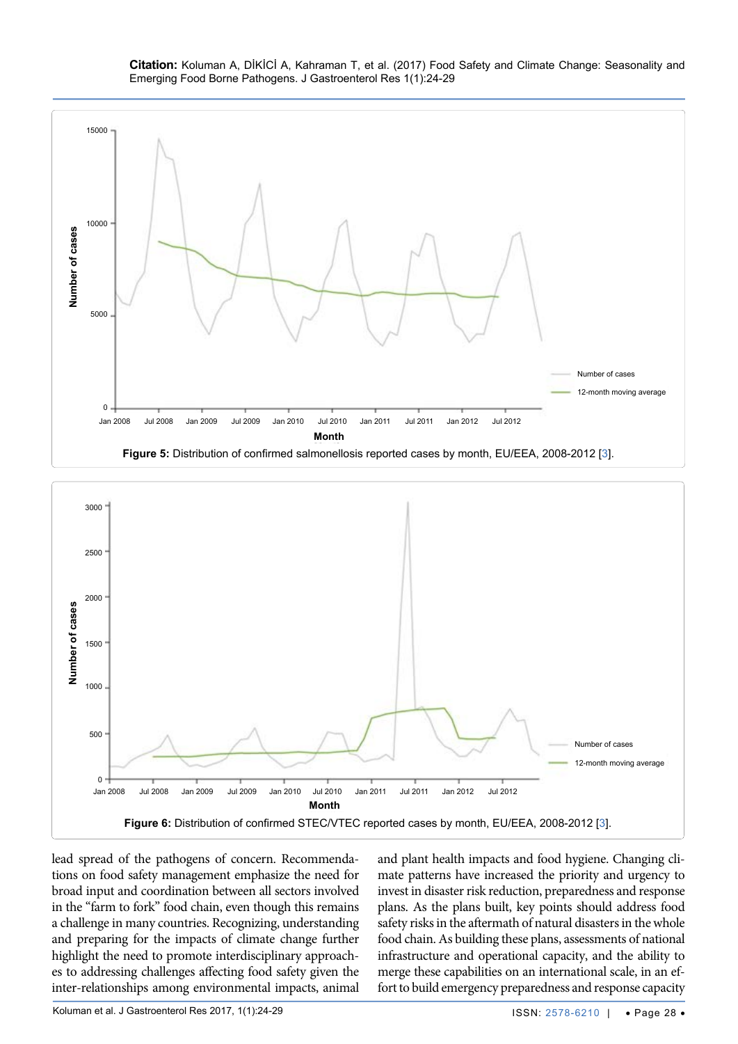**Figure 5:** Distribution of confirmed salmonellosis reported cases by month, EU/EEA, 2008-2012 [3].

**Figure 6:** Distribution of confirmed STEC/VTEC reported cases by month, EU/EEA, 2008-2012 [3].

lead spread of the pathogens of concern. Recommendations on food safety management emphasize the need for broad input and coordination between all sectors involved in the "farm to fork" food chain, even though this remains a challenge in many countries. Recognizing, understanding and preparing for the impacts of climate change further highlight the need to promote interdisciplinary approaches to addressing challenges affecting food safety given the inter-relationships among environmental impacts, animal and plant health impacts and food hygiene. Changing climate patterns have increased the priority and urgency to invest in disaster risk reduction, preparedness and response plans. As the plans built, key points should address food safety risks in the aftermath of natural disasters in the whole food chain. As building these plans, assessments of national infrastructure and operational capacity, and the ability to merge these capabilities on an international scale, in an effort to build emergency preparedness and response capacity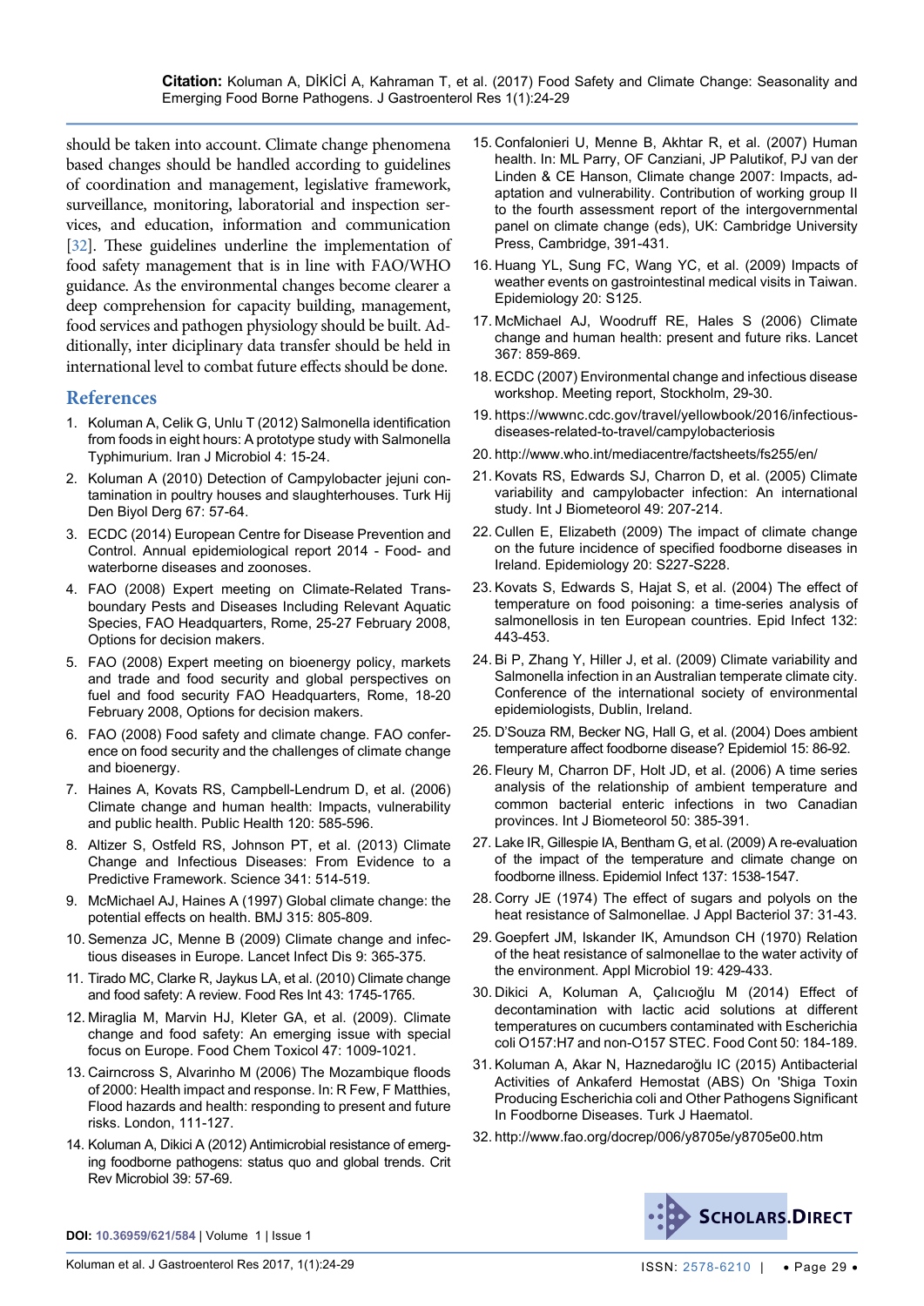should be taken into account. Climate change phenomena based changes should be handled according to guidelines of coordination and management, legislative framework, surveillance, monitoring, laboratorial and inspection services, and education, information and communication [32]. These guidelines underline the implementation of food safety management that is in line with FAO/WHO guidance. As the environmental changes become clearer a deep comprehension for capacity building, management, food services and pathogen physiology should be built. Additionally, inter diciplinary data transfer should be held in international level to combat future effects should be done.

## References

1. Koluman A, Celik G, Unlu T (2012) Salmonella identification from foods in eight hours: A prototype study with Salmonella Typhimurium. Iran J Microbiol 4: 15-24.
2. Koluman A (2010) Detection of Campylobacter jejuni contamination in poultry houses and slaughterhouses. Turk Hij Den Biyol Derg 67: 57-64.
3. ECDC (2014) European Centre for Disease Prevention and Control. Annual epidemiological report 2014 - Food- and waterborne diseases and zoonoses.
4. FAO (2008) Expert meeting on Climate-Related Transboundary Pests and Diseases Including Relevant Aquatic Species, FAO Headquarters, Rome, 25-27 February 2008, Options for decision makers.
5. FAO (2008) Expert meeting on bioenergy policy, markets and trade and food security and global perspectives on fuel and food security FAO Headquarters, Rome, 18-20 February 2008, Options for decision makers.
6. FAO (2008) Food safety and climate change. FAO conference on food security and the challenges of climate change and bioenergy.
7. Haines A, Kovats RS, Campbell-Lendrum D, et al. (2006) Climate change and human health: Impacts, vulnerability and public health. Public Health 120: 585-596.
8. Altizer S, Ostfeld RS, Johnson PT, et al. (2013) Climate Change and Infectious Diseases: From Evidence to a Predictive Framework. Science 341: 514-519.
9. McMichael AJ, Haines A (1997) Global climate change: the potential effects on health. BMJ 315: 805-809.
10. Semenza JC, Menne B (2009) Climate change and infectious diseases in Europe. Lancet Infect Dis 9: 365-375.
11. Tirado MC, Clarke R, Jaykus LA, et al. (2010) Climate change and food safety: A review. Food Res Int 43: 1745-1765.
12. Miraglia M, Marvin HJ, Kleter GA, et al. (2009). Climate change and food safety: An emerging issue with special focus on Europe. Food Chem Toxicol 47: 1009-1021.
13. Cairncross S, Alvarinho M (2006) The Mozambique floods of 2000: Health impact and response. In: R Few, F Matthies, Flood hazards and health: responding to present and future risks. London, 111-127.
14. Koluman A, Dikici A (2012) Antimicrobial resistance of emerging foodborne pathogens: status quo and global trends. Crit Rev Microbiol 39: 57-69.
15. Confalonieri U, Menne B, Akhtar R, et al. (2007) Human health. In: ML Parry, OF Canziani, JP Palutikof, PJ van der Linden & CE Hanson, Climate change 2007: Impacts, adaptation and vulnerability. Contribution of working group II to the fourth assessment report of the intergovernmental panel on climate change (eds), UK: Cambridge University Press, Cambridge, 391-431.
16. Huang YL, Sung FC, Wang YC, et al. (2009) Impacts of weather events on gastrointestinal medical visits in Taiwan. Epidemiology 20: S125.
17. McMichael AJ, Woodruff RE, Hales S (2006) Climate change and human health: present and future riks. Lancet 367: 859-869.
18. ECDC (2007) Environmental change and infectious disease workshop. Meeting report, Stockholm, 29-30.
19. https://wwwnc.cdc.gov/travel/yellowbook/2016/infectious-diseases-related-to-travel/campylobacteriosis
20. http://www.who.int/mediacentre/factsheets/fs255/en/
21. Kovats RS, Edwards SJ, Charron D, et al. (2005) Climate variability and campylobacter infection: An international study. Int J Biometeorol 49: 207-214.
22. Cullen E, Elizabeth (2009) The impact of climate change on the future incidence of specified foodborne diseases in Ireland. Epidemiology 20: S227-S228.
23. Kovats S, Edwards S, Hajat S, et al. (2004) The effect of temperature on food poisoning: a time-series analysis of salmonellosis in ten European countries. Epid Infect 132: 443-453.
24. Bi P, Zhang Y, Hiller J, et al. (2009) Climate variability and Salmonella infection in an Australian temperate climate city. Conference of the international society of environmental epidemiologists, Dublin, Ireland.
25. D'Souza RM, Becker NG, Hall G, et al. (2004) Does ambient temperature affect foodborne disease? Epidemiol 15: 86-92.
26. Fleury M, Charron DF, Holt JD, et al. (2006) A time series analysis of the relationship of ambient temperature and common bacterial enteric infections in two Canadian provinces. Int J Biometeorol 50: 385-391.
27. Lake IR, Gillespie IA, Bentham G, et al. (2009) A re-evaluation of the impact of the temperature and climate change on foodborne illness. Epidemiol Infect 137: 1538-1547.
28. Corry JE (1974) The effect of sugars and polyols on the heat resistance of Salmonellae. J Appl Bacteriol 37: 31-43.
29. Goepfert JM, Iskander IK, Amundson CH (1970) Relation of the heat resistance of salmonellae to the water activity of the environment. Appl Microbiol 19: 429-433.
30. Dikici A, Koluman A, Çalıcıoğlu M (2014) Effect of decontamination with lactic acid solutions at different temperatures on cucumbers contaminated with Escherichia coli O157:H7 and non-O157 STEC. Food Cont 50: 184-189.
31. Koluman A, Akar N, Haznedaroğlu IC (2015) Antibacterial Activities of Ankaferd Hemostat (ABS) On 'Shiga Toxin Producing Escherichia coli and Other Pathogens Significant In Foodborne Diseases. Turk J Haematol.
32. http://www.fao.org/docrep/006/y8705e/y8705e00.htm